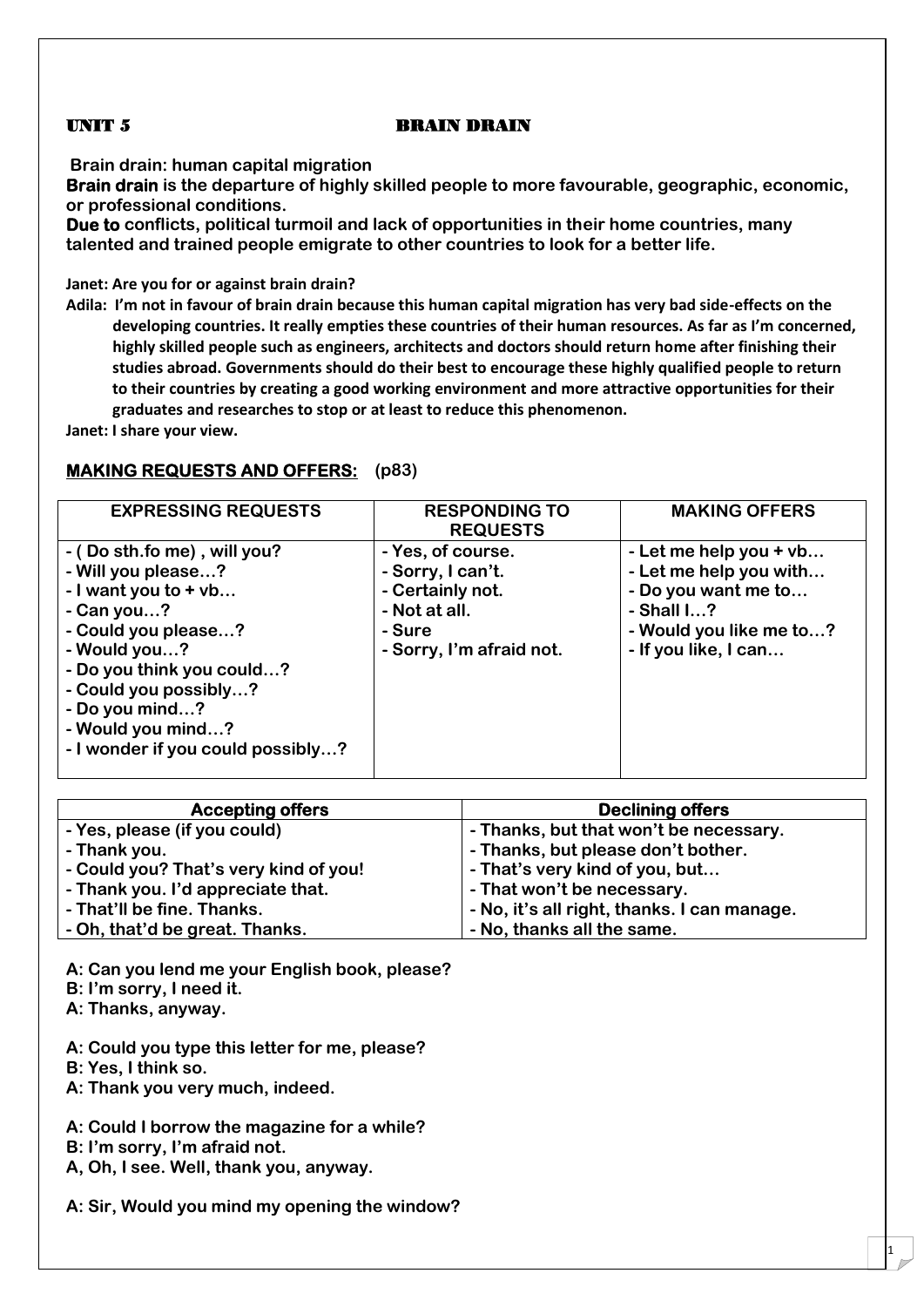# UNIT 5 BRAIN DRAIN

**Brain drain: human capital migration**

**Brain drain is the departure of highly skilled people to more favourable, geographic, economic, or professional conditions.**

**Due to conflicts, political turmoil and lack of opportunities in their home countries, many talented and trained people emigrate to other countries to look for a better life.**

**Janet: Are you for or against brain drain?**

**Adila: I'm not in favour of brain drain because this human capital migration has very bad side-effects on the developing countries. It really empties these countries of their human resources. As far as I'm concerned, highly skilled people such as engineers, architects and doctors should return home after finishing their studies abroad. Governments should do their best to encourage these highly qualified people to return to their countries by creating a good working environment and more attractive opportunities for their graduates and researches to stop or at least to reduce this phenomenon.**

**Janet: I share your view.**

## MAKING REQUESTS AND OFFERS: (p83)

| EXPRESSING REQUESTS | RESPONDING TO REQUESTS | MAKING OFFERS |
|---|---|---|
| - ( Do sth.fo me) , will you?<br>- Will you please…?<br>- I want you to + vb…<br>- Can you…?<br>- Could you please…?<br>- Would you…?<br>- Do you think you could…?<br>- Could you possibly…?<br>- Do you mind…?<br>- Would you mind…?<br>- I wonder if you could possibly…? | - Yes, of course.<br>- Sorry, I can't.<br>- Certainly not.<br>- Not at all.<br>- Sure<br>- Sorry, I'm afraid not. | - Let me help you + vb…<br>- Let me help you with…<br>- Do you want me to…<br>- Shall I…?<br>- Would you like me to…?<br>- If you like, I can… |

| Accepting offers | Declining offers |
|---|---|
| - Yes, please (if you could) | - Thanks, but that won't be necessary. |
| - Thank you. | - Thanks, but please don't bother. |
| - Could you? That's very kind of you! | - That's very kind of you, but… |
| - Thank you. I'd appreciate that. | - That won't be necessary. |
| - That'll be fine. Thanks. | - No, it's all right, thanks. I can manage. |
| - Oh, that'd be great. Thanks. | - No, thanks all the same. |

A: Can you lend me your English book, please?
B: I'm sorry, I need it.
A: Thanks, anyway.

A: Could you type this letter for me, please?
B: Yes, I think so.
A: Thank you very much, indeed.

A: Could I borrow the magazine for a while?
B: I'm sorry, I'm afraid not.
A, Oh, I see. Well, thank you, anyway.

A: Sir, Would you mind my opening the window?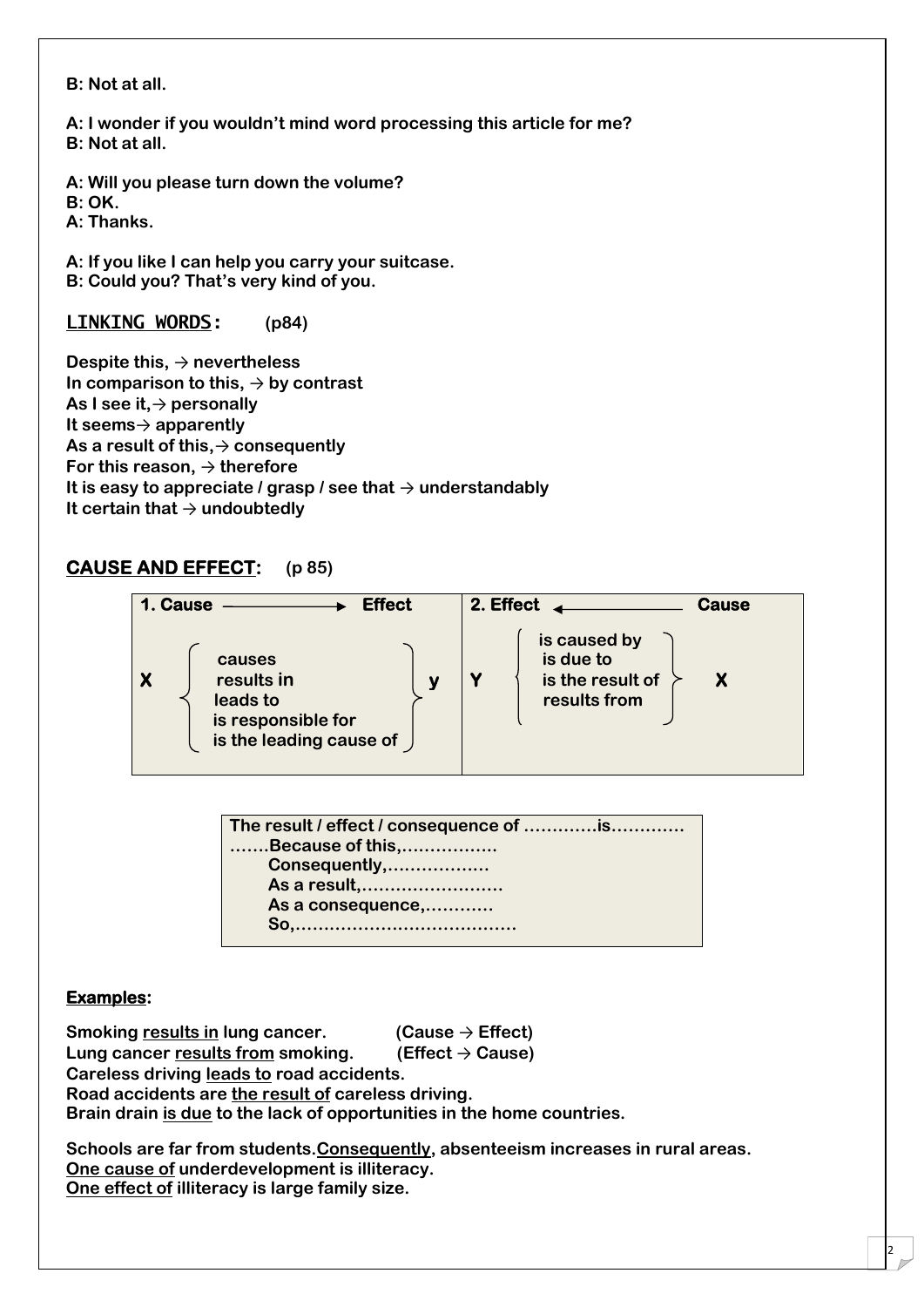**B: Not at all.**

**A: I wonder if you wouldn't mind word processing this article for me?**
**B: Not at all.**

**A: Will you please turn down the volume?**
**B: OK.**
**A: Thanks.**

**A: If you like I can help you carry your suitcase.**
**B: Could you? That's very kind of you.**

## <u>LINKING WORDS</u>: (p84)

**Despite this, → nevertheless**
**In comparison to this, → by contrast**
**As I see it,→ personally**
**It seems→ apparently**
**As a result of this,→ consequently**
**For this reason, → therefore**
**It is easy to appreciate / grasp / see that → understandably**
**It certain that → undoubtedly**

## <u>CAUSE AND EFFECT</u>: (p 85)

| 1. Cause ⟶ Effect | 2. Effect ⟵ Cause |
|---|---|
| X { causes / results in / leads to / is responsible for / is the leading cause of } y | Y { is caused by / is due to / is the result of / results from } X |

**The result / effect / consequence of ………….is…………**
**…….Because of this,……………..**
**Consequently,………………**
**As a result,……………………..**
**As a consequence,…………**
**So,…………………………………**

**<u>Examples</u>:**

**Smoking <u>results in</u> lung cancer. (Cause → Effect)**
**Lung cancer <u>results from</u> smoking. (Effect → Cause)**
**Careless driving <u>leads to</u> road accidents.**
**Road accidents are <u>the result of</u> careless driving.**
**Brain drain <u>is due</u> to the lack of opportunities in the home countries.**

**Schools are far from students.<u>Consequently</u>, absenteeism increases in rural areas.**
**<u>One cause of</u> underdevelopment is illiteracy.**
**<u>One effect of</u> illiteracy is large family size.**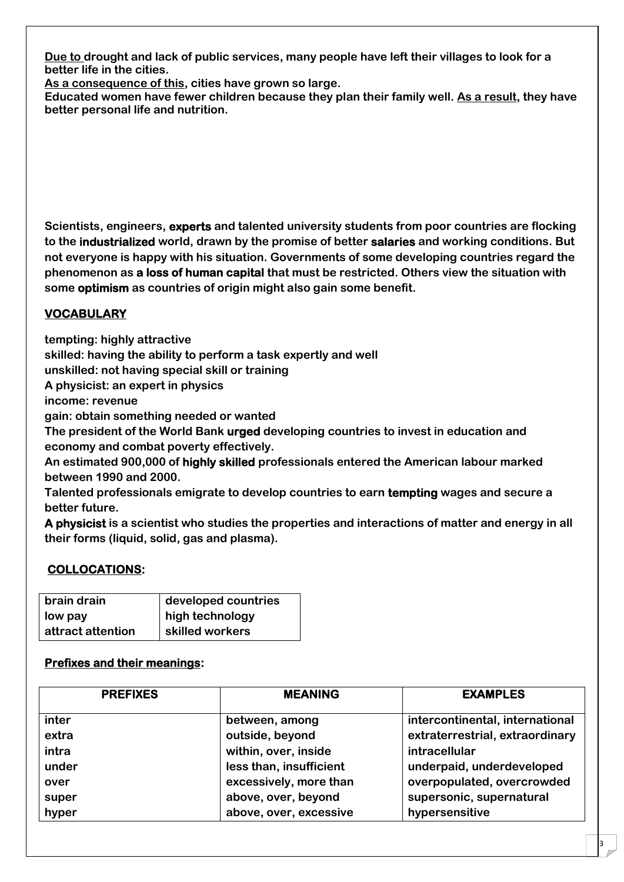**<u>Due to</u> drought and lack of public services, many people have left their villages to look for a better life in the cities.**
**<u>As a consequence of this</u>, cities have grown so large.**
**Educated women have fewer children because they plan their family well. <u>As a result</u>, they have better personal life and nutrition.**

**Scientists, engineers, experts and talented university students from poor countries are flocking to the industrialized world, drawn by the promise of better salaries and working conditions. But not everyone is happy with his situation. Governments of some developing countries regard the phenomenon as a loss of human capital that must be restricted. Others view the situation with some optimism as countries of origin might also gain some benefit.**

## VOCABULARY

**tempting: highly attractive**
**skilled: having the ability to perform a task expertly and well**
**unskilled: not having special skill or training**
**A physicist: an expert in physics**
**income: revenue**
**gain: obtain something needed or wanted**
**The president of the World Bank urged developing countries to invest in education and economy and combat poverty effectively.**
**An estimated 900,000 of highly skilled professionals entered the American labour marked between 1990 and 2000.**
**Talented professionals emigrate to develop countries to earn tempting wages and secure a better future.**
**A physicist is a scientist who studies the properties and interactions of matter and energy in all their forms (liquid, solid, gas and plasma).**

## COLLOCATIONS:

| | |
|---|---|
| brain drain | developed countries |
| low pay | high technology |
| attract attention | skilled workers |

## Prefixes and their meanings:

| PREFIXES | MEANING | EXAMPLES |
|---|---|---|
| inter | between, among | intercontinental, international |
| extra | outside, beyond | extraterrestrial, extraordinary |
| intra | within, over, inside | intracellular |
| under | less than, insufficient | underpaid, underdeveloped |
| over | excessively, more than | overpopulated, overcrowded |
| super | above, over, beyond | supersonic, supernatural |
| hyper | above, over, excessive | hypersensitive |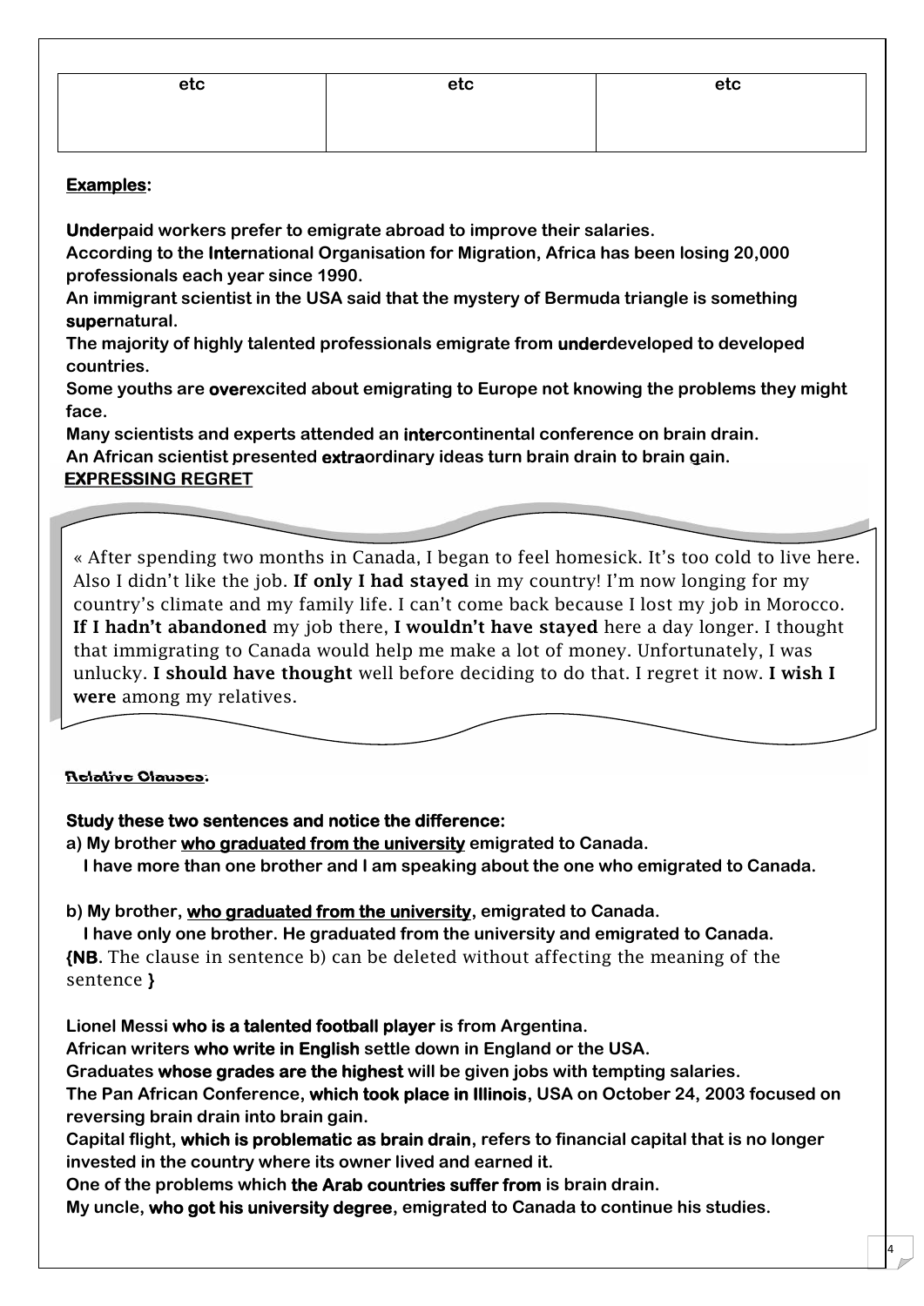| etc | etc | etc |
| --- | --- | --- |

**Examples:**

**Underpaid workers prefer to emigrate abroad to improve their salaries.**
**According to the International Organisation for Migration, Africa has been losing 20,000 professionals each year since 1990.**
**An immigrant scientist in the USA said that the mystery of Bermuda triangle is something supernatural.**
**The majority of highly talented professionals emigrate from underdeveloped to developed countries.**
**Some youths are overexcited about emigrating to Europe not knowing the problems they might face.**
**Many scientists and experts attended an intercontinental conference on brain drain.**
**An African scientist presented extraordinary ideas turn brain drain to brain gain.**

**EXPRESSING REGRET**

« After spending two months in Canada, I began to feel homesick. It's too cold to live here. Also I didn't like the job. **If only I had stayed** in my country! I'm now longing for my country's climate and my family life. I can't come back because I lost my job in Morocco. **If I hadn't abandoned** my job there, **I wouldn't have stayed** here a day longer. I thought that immigrating to Canada would help me make a lot of money. Unfortunately, I was unlucky. **I should have thought** well before deciding to do that. I regret it now. **I wish I were** among my relatives.

**Relative Clauses:**

**Study these two sentences and notice the difference:**

**a) My brother who graduated from the university emigrated to Canada.**
**I have more than one brother and I am speaking about the one who emigrated to Canada.**

**b) My brother, who graduated from the university, emigrated to Canada.**
**I have only one brother. He graduated from the university and emigrated to Canada.**
**{NB.** The clause in sentence b) can be deleted without affecting the meaning of the sentence **}**

**Lionel Messi who is a talented football player is from Argentina.**
**African writers who write in English settle down in England or the USA.**
**Graduates whose grades are the highest will be given jobs with tempting salaries.**
**The Pan African Conference, which took place in Illinois, USA on October 24, 2003 focused on reversing brain drain into brain gain.**
**Capital flight, which is problematic as brain drain, refers to financial capital that is no longer invested in the country where its owner lived and earned it.**
**One of the problems which the Arab countries suffer from is brain drain.**
**My uncle, who got his university degree, emigrated to Canada to continue his studies.**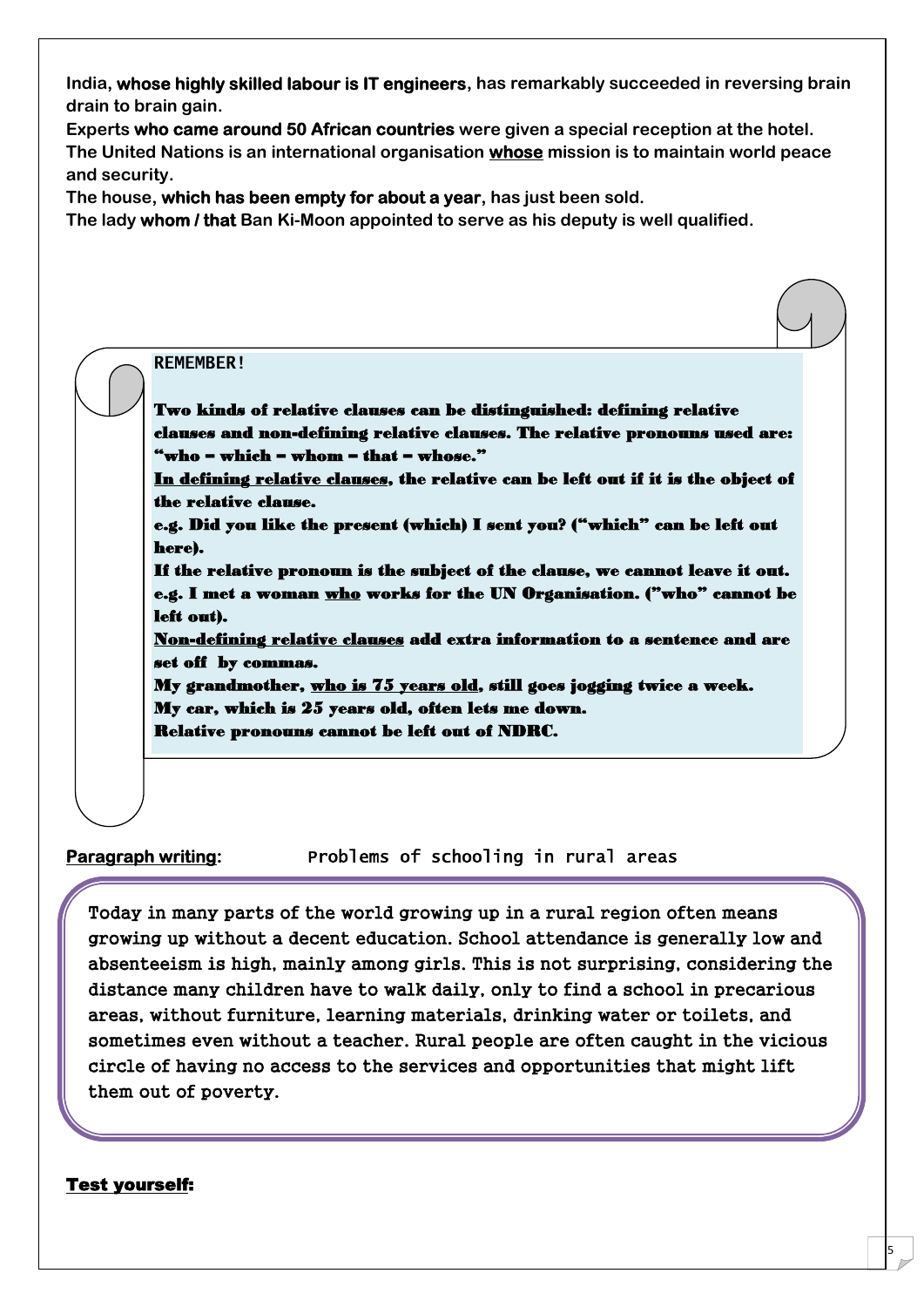India, **whose highly skilled labour is IT engineers**, has remarkably succeeded in reversing brain drain to brain gain.
Experts **who came around 50 African countries** were given a special reception at the hotel.
The United Nations is an international organisation **whose** mission is to maintain world peace and security.
The house, **which has been empty for about a year**, has just been sold.
The lady **whom / that** Ban Ki-Moon appointed to serve as his deputy is well qualified.

**REMEMBER!**

**Two kinds of relative clauses can be distinguished: defining relative clauses and non-defining relative clauses. The relative pronouns used are: "who – which – whom – that – whose."**

**In defining relative clauses, the relative can be left out if it is the object of the relative clause.**

**e.g. Did you like the present (which) I sent you? ("which" can be left out here).**

**If the relative pronoun is the subject of the clause, we cannot leave it out.**

**e.g. I met a woman who works for the UN Organisation. ("who" cannot be left out).**

**Non-defining relative clauses add extra information to a sentence and are set off by commas.**

**My grandmother, who is 75 years old, still goes jogging twice a week.**

**My car, which is 25 years old, often lets me down.**

**Relative pronouns cannot be left out of NDRC.**

**Paragraph writing:** Problems of schooling in rural areas

Today in many parts of the world growing up in a rural region often means growing up without a decent education. School attendance is generally low and absenteeism is high, mainly among girls. This is not surprising, considering the distance many children have to walk daily, only to find a school in precarious areas, without furniture, learning materials, drinking water or toilets, and sometimes even without a teacher. Rural people are often caught in the vicious circle of having no access to the services and opportunities that might lift them out of poverty.

**Test yourself:**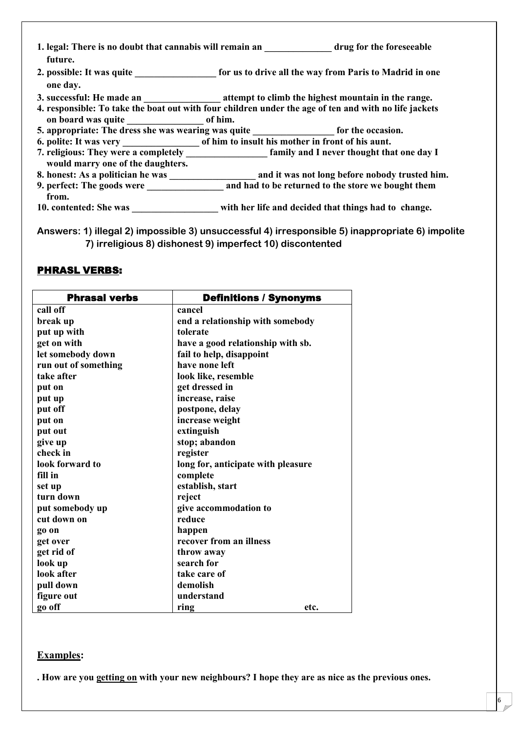**1. legal: There is no doubt that cannabis will remain an ______________ drug for the foreseeable future.**

**2. possible: It was quite _________________ for us to drive all the way from Paris to Madrid in one one day.**

**3. successful: He made an ________________ attempt to climb the highest mountain in the range.**

**4. responsible: To take the boat out with four children under the age of ten and with no life jackets on board was quite ________________ of him.**

**5. appropriate: The dress she was wearing was quite _________________ for the occasion.**

**6. polite: It was very ________________ of him to insult his mother in front of his aunt.**

**7. religious: They were a completely _________________ family and I never thought that one day I would marry one of the daughters.**

**8. honest: As a politician he was __________________ and it was not long before nobody trusted him.**

**9. perfect: The goods were ________________ and had to be returned to the store we bought them from.**

**10. contented: She was __________________ with her life and decided that things had to change.**

**Answers: 1) illegal 2) impossible 3) unsuccessful 4) irresponsible 5) inappropriate 6) impolite 7) irreligious 8) dishonest 9) imperfect 10) discontented**

## PHRASL VERBS:

| Phrasal verbs | Definitions / Synonyms |
|---|---|
| call off | cancel |
| break up | end a relationship with somebody |
| put up with | tolerate |
| get on with | have a good relationship with sb. |
| let somebody down | fail to help, disappoint |
| run out of something | have none left |
| take after | look like, resemble |
| put on | get dressed in |
| put up | increase, raise |
| put off | postpone, delay |
| put on | increase weight |
| put out | extinguish |
| give up | stop; abandon |
| check in | register |
| look forward to | long for, anticipate with pleasure |
| fill in | complete |
| set up | establish, start |
| turn down | reject |
| put somebody up | give accommodation to |
| cut down on | reduce |
| go on | happen |
| get over | recover from an illness |
| get rid of | throw away |
| look up | search for |
| look after | take care of |
| pull down | demolish |
| figure out | understand |
| go off | ring etc. |

**Examples:**

**. How are you getting on with your new neighbours? I hope they are as nice as the previous ones.**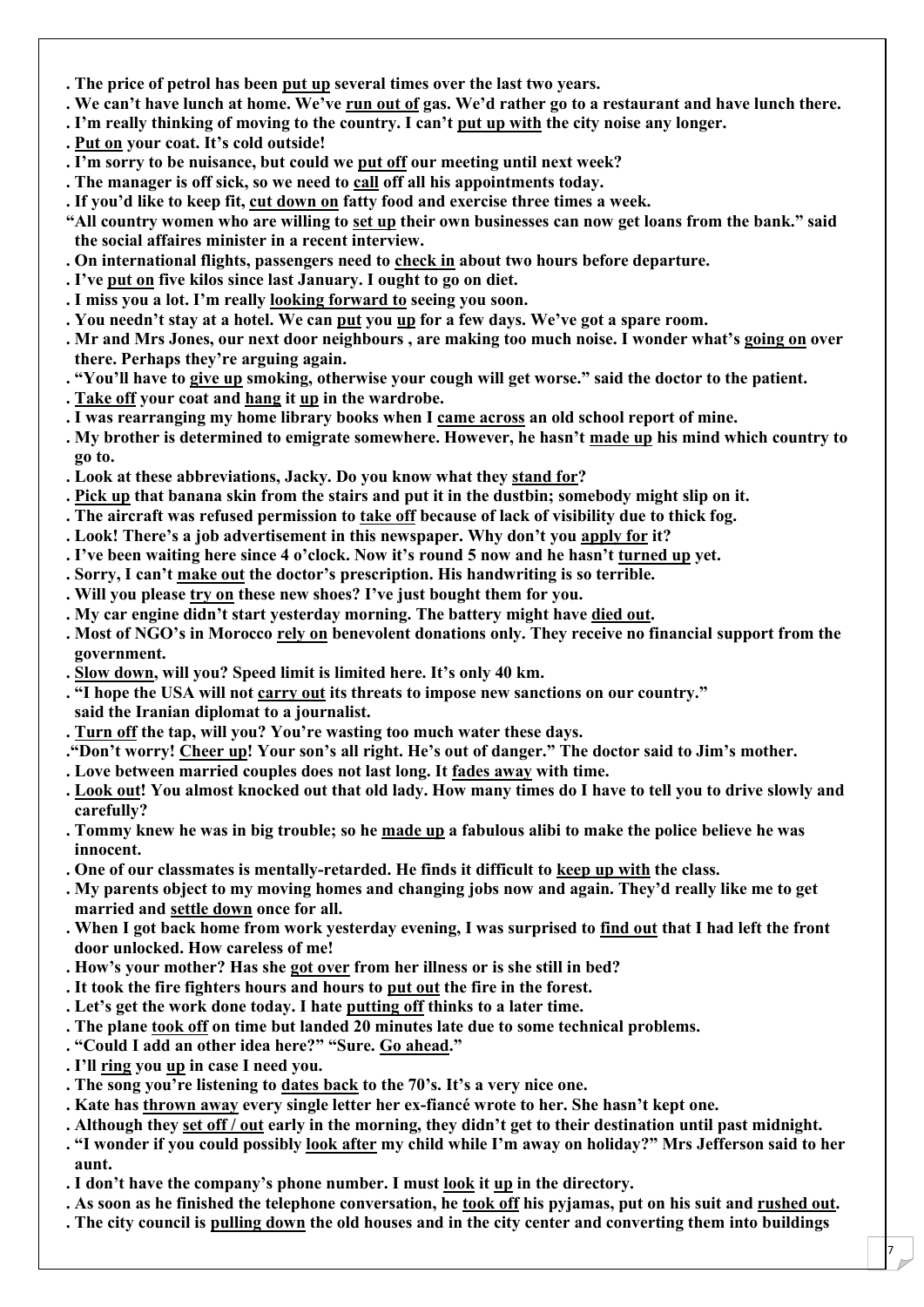**. The price of petrol has been <u>put up</u> several times over the last two years.**
**. We can't have lunch at home. We've <u>run out of</u> gas. We'd rather go to a restaurant and have lunch there.**
**. I'm really thinking of moving to the country. I can't <u>put up with</u> the city noise any longer.**
**. <u>Put on</u> your coat. It's cold outside!**
**. I'm sorry to be nuisance, but could we <u>put off</u> our meeting until next week?**
**. The manager is off sick, so we need to <u>call</u> off all his appointments today.**
**. If you'd like to keep fit, <u>cut down on</u> fatty food and exercise three times a week.**
**"All country women who are willing to <u>set up</u> their own businesses can now get loans from the bank." said the social affaires minister in a recent interview.**
**. On international flights, passengers need to <u>check in</u> about two hours before departure.**
**. I've <u>put on</u> five kilos since last January. I ought to go on diet.**
**. I miss you a lot. I'm really <u>looking forward to</u> seeing you soon.**
**. You needn't stay at a hotel. We can <u>put</u> you <u>up</u> for a few days. We've got a spare room.**
**. Mr and Mrs Jones, our next door neighbours , are making too much noise. I wonder what's <u>going on</u> over there. Perhaps they're arguing again.**
**. "You'll have to <u>give up</u> smoking, otherwise your cough will get worse." said the doctor to the patient.**
**. <u>Take off</u> your coat and <u>hang</u> it <u>up</u> in the wardrobe.**
**. I was rearranging my home library books when I <u>came across</u> an old school report of mine.**
**. My brother is determined to emigrate somewhere. However, he hasn't <u>made up</u> his mind which country to go to.**
**. Look at these abbreviations, Jacky. Do you know what they <u>stand for</u>?**
**. <u>Pick up</u> that banana skin from the stairs and put it in the dustbin; somebody might slip on it.**
**. The aircraft was refused permission to <u>take off</u> because of lack of visibility due to thick fog.**
**. Look! There's a job advertisement in this newspaper. Why don't you <u>apply for</u> it?**
**. I've been waiting here since 4 o'clock. Now it's round 5 now and he hasn't <u>turned up</u> yet.**
**. Sorry, I can't <u>make out</u> the doctor's prescription. His handwriting is so terrible.**
**. Will you please <u>try on</u> these new shoes? I've just bought them for you.**
**. My car engine didn't start yesterday morning. The battery might have <u>died out</u>.**
**. Most of NGO's in Morocco <u>rely on</u> benevolent donations only. They receive no financial support from the government.**
**. <u>Slow down</u>, will you? Speed limit is limited here. It's only 40 km.**
**. "I hope the USA will not <u>carry out</u> its threats to impose new sanctions on our country." said the Iranian diplomat to a journalist.**
**. <u>Turn off</u> the tap, will you? You're wasting too much water these days.**
**."Don't worry! <u>Cheer up</u>! Your son's all right. He's out of danger." The doctor said to Jim's mother.**
**. Love between married couples does not last long. It <u>fades away</u> with time.**
**. <u>Look out</u>! You almost knocked out that old lady. How many times do I have to tell you to drive slowly and carefully?**
**. Tommy knew he was in big trouble; so he <u>made up</u> a fabulous alibi to make the police believe he was innocent.**
**. One of our classmates is mentally-retarded. He finds it difficult to <u>keep up with</u> the class.**
**. My parents object to my moving homes and changing jobs now and again. They'd really like me to get married and <u>settle down</u> once for all.**
**. When I got back home from work yesterday evening, I was surprised to <u>find out</u> that I had left the front door unlocked. How careless of me!**
**. How's your mother? Has she <u>got over</u> from her illness or is she still in bed?**
**. It took the fire fighters hours and hours to <u>put out</u> the fire in the forest.**
**. Let's get the work done today. I hate <u>putting off</u> thinks to a later time.**
**. The plane <u>took off</u> on time but landed 20 minutes late due to some technical problems.**
**. "Could I add an other idea here?" "Sure. <u>Go ahead</u>."**
**. I'll <u>ring</u> you <u>up</u> in case I need you.**
**. The song you're listening to <u>dates back</u> to the 70's. It's a very nice one.**
**. Kate has <u>thrown away</u> every single letter her ex-fiancé wrote to her. She hasn't kept one.**
**. Although they <u>set off / out</u> early in the morning, they didn't get to their destination until past midnight.**
**. "I wonder if you could possibly <u>look after</u> my child while I'm away on holiday?" Mrs Jefferson said to her aunt.**
**. I don't have the company's phone number. I must <u>look</u> it <u>up</u> in the directory.**
**. As soon as he finished the telephone conversation, he <u>took off</u> his pyjamas, put on his suit and <u>rushed out</u>.**
**. The city council is <u>pulling down</u> the old houses and in the city center and converting them into buildings**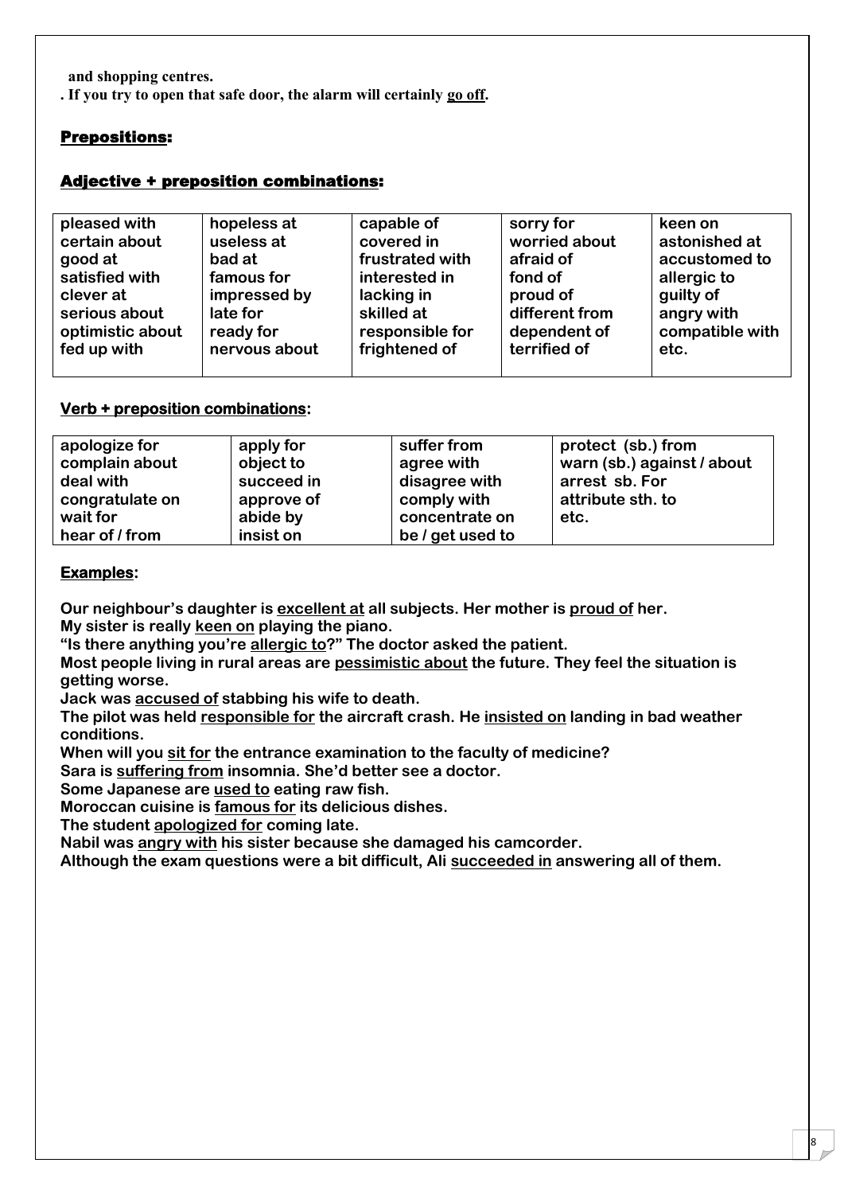**and shopping centres.**

**. If you try to open that safe door, the alarm will certainly <u>go off</u>.**

## Prepositions:

### Adjective + preposition combinations:

| | | | | |
|---|---|---|---|---|
| pleased with<br>certain about<br>good at<br>satisfied with<br>clever at<br>serious about<br>optimistic about<br>fed up with | hopeless at<br>useless at<br>bad at<br>famous for<br>impressed by<br>late for<br>ready for<br>nervous about | capable of<br>covered in<br>frustrated with<br>interested in<br>lacking in<br>skilled at<br>responsible for<br>frightened of | sorry for<br>worried about<br>afraid of<br>fond of<br>proud of<br>different from<br>dependent of<br>terrified of | keen on<br>astonished at<br>accustomed to<br>allergic to<br>guilty of<br>angry with<br>compatible with<br>etc. |

### Verb + preposition combinations:

| | | | |
|---|---|---|---|
| apologize for<br>complain about<br>deal with<br>congratulate on<br>wait for<br>hear of / from | apply for<br>object to<br>succeed in<br>approve of<br>abide by<br>insist on | suffer from<br>agree with<br>disagree with<br>comply with<br>concentrate on<br>be / get used to | protect (sb.) from<br>warn (sb.) against / about<br>arrest sb. For<br>attribute sth. to<br>etc. |

### Examples:

**Our neighbour's daughter is <u>excellent at</u> all subjects. Her mother is <u>proud of</u> her.**
**My sister is really <u>keen on</u> playing the piano.**
**"Is there anything you're <u>allergic to</u>?" The doctor asked the patient.**
**Most people living in rural areas are <u>pessimistic about</u> the future. They feel the situation is getting worse.**
**Jack was <u>accused of</u> stabbing his wife to death.**
**The pilot was held <u>responsible for</u> the aircraft crash. He <u>insisted on</u> landing in bad weather conditions.**
**When will you <u>sit for</u> the entrance examination to the faculty of medicine?**
**Sara is <u>suffering from</u> insomnia. She'd better see a doctor.**
**Some Japanese are <u>used to</u> eating raw fish.**
**Moroccan cuisine is <u>famous for</u> its delicious dishes.**
**The student <u>apologized for</u> coming late.**
**Nabil was <u>angry with</u> his sister because she damaged his camcorder.**
**Although the exam questions were a bit difficult, Ali <u>succeeded in</u> answering all of them.**